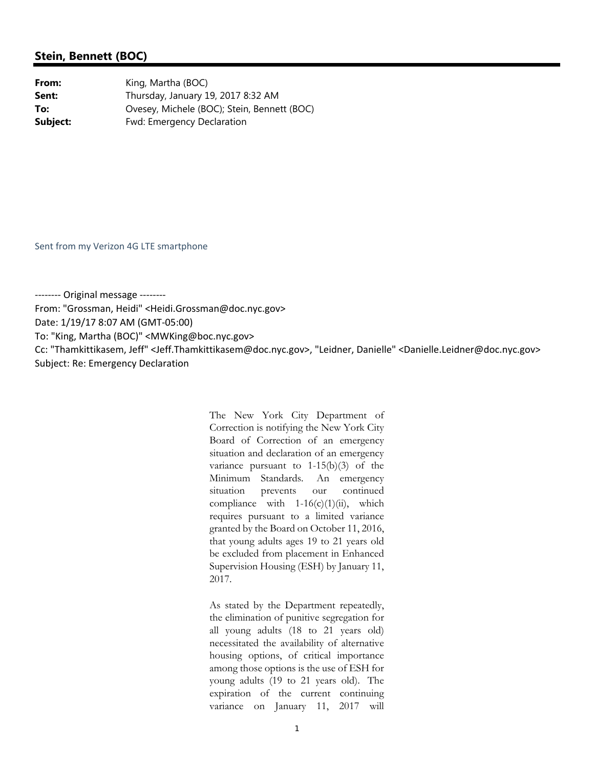**Stein, Bennett (BOC)**

| | |
|---|---|
| **From:** | King, Martha (BOC) |
| **Sent:** | Thursday, January 19, 2017 8:32 AM |
| **To:** | Ovesey, Michele (BOC); Stein, Bennett (BOC) |
| **Subject:** | Fwd: Emergency Declaration |

Sent from my Verizon 4G LTE smartphone

-------- Original message --------
From: "Grossman, Heidi" <Heidi.Grossman@doc.nyc.gov>
Date: 1/19/17 8:07 AM (GMT-05:00)
To: "King, Martha (BOC)" <MWKing@boc.nyc.gov>
Cc: "Thamkittikasem, Jeff" <Jeff.Thamkittikasem@doc.nyc.gov>, "Leidner, Danielle" <Danielle.Leidner@doc.nyc.gov>
Subject: Re: Emergency Declaration

The New York City Department of Correction is notifying the New York City Board of Correction of an emergency situation and declaration of an emergency variance pursuant to 1-15(b)(3) of the Minimum Standards. An emergency situation prevents our continued compliance with 1-16(c)(1)(ii), which requires pursuant to a limited variance granted by the Board on October 11, 2016, that young adults ages 19 to 21 years old be excluded from placement in Enhanced Supervision Housing (ESH) by January 11, 2017.

As stated by the Department repeatedly, the elimination of punitive segregation for all young adults (18 to 21 years old) necessitated the availability of alternative housing options, of critical importance among those options is the use of ESH for young adults (19 to 21 years old). The expiration of the current continuing variance on January 11, 2017 will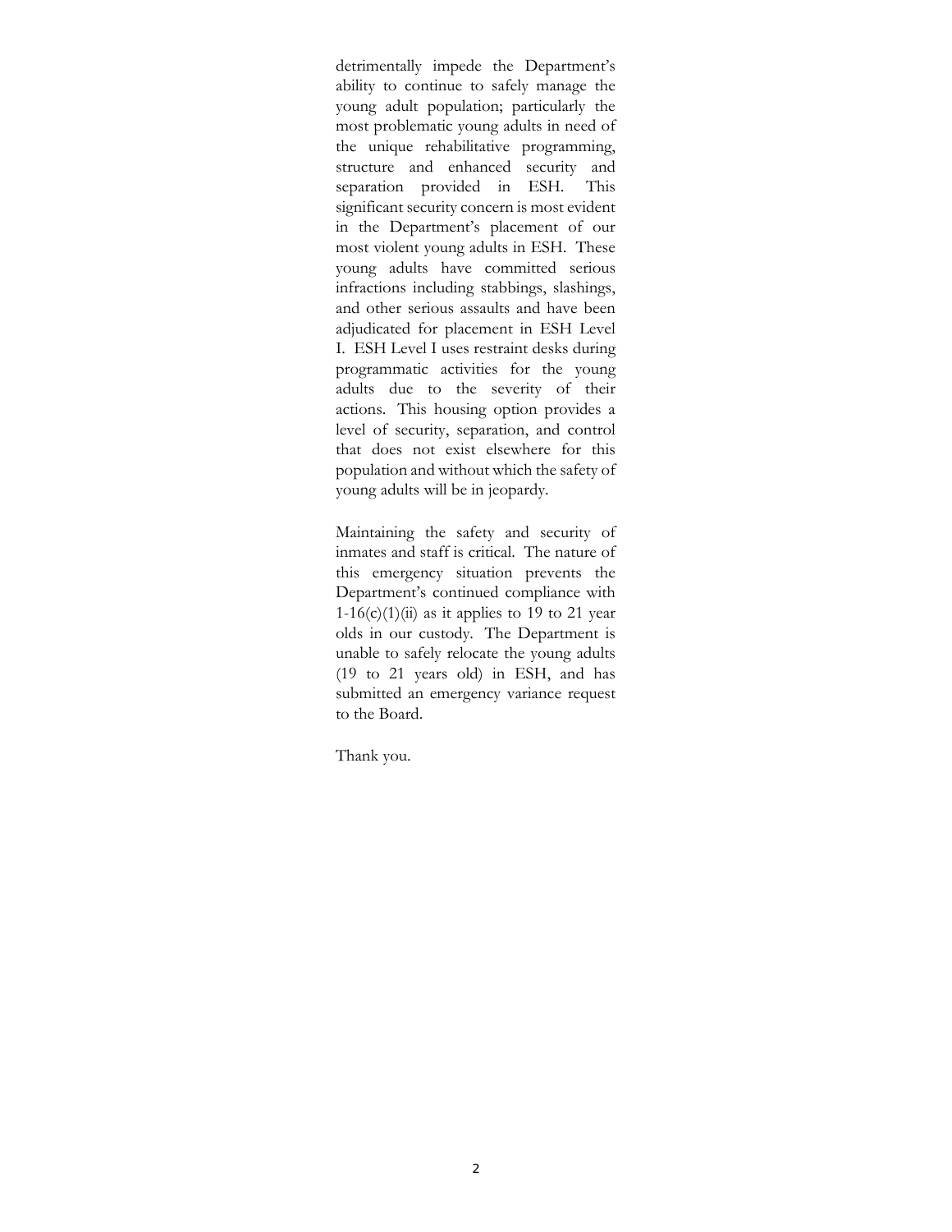detrimentally impede the Department's ability to continue to safely manage the young adult population; particularly the most problematic young adults in need of the unique rehabilitative programming, structure and enhanced security and separation provided in ESH. This significant security concern is most evident in the Department's placement of our most violent young adults in ESH. These young adults have committed serious infractions including stabbings, slashings, and other serious assaults and have been adjudicated for placement in ESH Level I. ESH Level I uses restraint desks during programmatic activities for the young adults due to the severity of their actions. This housing option provides a level of security, separation, and control that does not exist elsewhere for this population and without which the safety of young adults will be in jeopardy.

Maintaining the safety and security of inmates and staff is critical. The nature of this emergency situation prevents the Department's continued compliance with 1-16(c)(1)(ii) as it applies to 19 to 21 year olds in our custody. The Department is unable to safely relocate the young adults (19 to 21 years old) in ESH, and has submitted an emergency variance request to the Board.

Thank you.